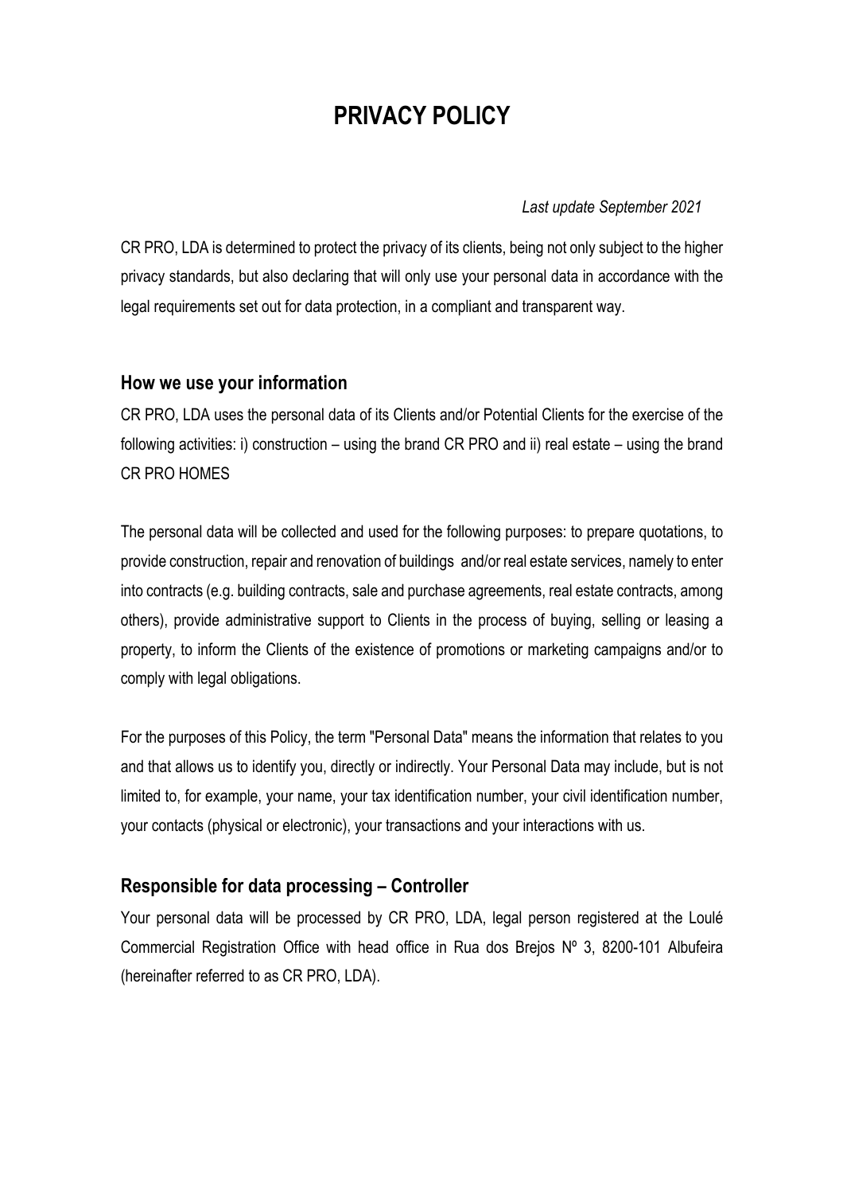# PRIVACY POLICY

*Last update September 2021*

CR PRO, LDA is determined to protect the privacy of its clients, being not only subject to the higher privacy standards, but also declaring that will only use your personal data in accordance with the legal requirements set out for data protection, in a compliant and transparent way.

## How we use your information

CR PRO, LDA uses the personal data of its Clients and/or Potential Clients for the exercise of the following activities: i) construction – using the brand CR PRO and ii) real estate – using the brand CR PRO HOMES

The personal data will be collected and used for the following purposes: to prepare quotations, to provide construction, repair and renovation of buildings and/or real estate services, namely to enter into contracts (e.g. building contracts, sale and purchase agreements, real estate contracts, among others), provide administrative support to Clients in the process of buying, selling or leasing a property, to inform the Clients of the existence of promotions or marketing campaigns and/or to comply with legal obligations.

For the purposes of this Policy, the term "Personal Data" means the information that relates to you and that allows us to identify you, directly or indirectly. Your Personal Data may include, but is not limited to, for example, your name, your tax identification number, your civil identification number, your contacts (physical or electronic), your transactions and your interactions with us.

## Responsible for data processing – Controller

Your personal data will be processed by CR PRO, LDA, legal person registered at the Loulé Commercial Registration Office with head office in Rua dos Brejos Nº 3, 8200-101 Albufeira (hereinafter referred to as CR PRO, LDA).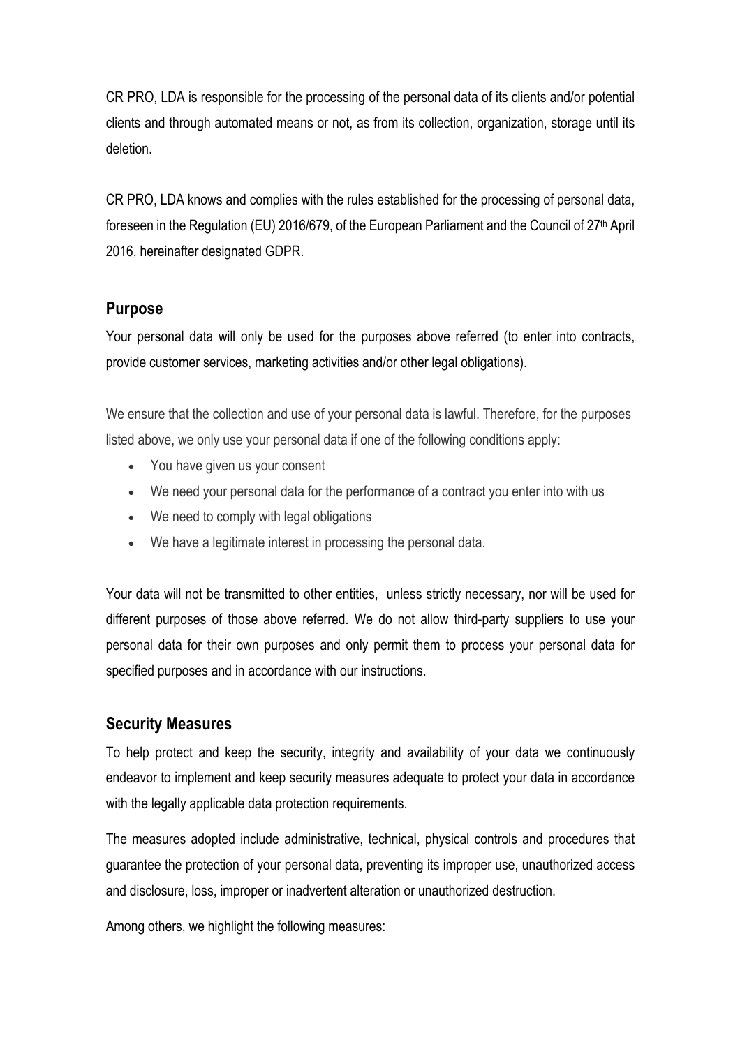CR PRO, LDA is responsible for the processing of the personal data of its clients and/or potential clients and through automated means or not, as from its collection, organization, storage until its deletion.

CR PRO, LDA knows and complies with the rules established for the processing of personal data, foreseen in the Regulation (EU) 2016/679, of the European Parliament and the Council of 27th April 2016, hereinafter designated GDPR.

## Purpose

Your personal data will only be used for the purposes above referred (to enter into contracts, provide customer services, marketing activities and/or other legal obligations).

We ensure that the collection and use of your personal data is lawful. Therefore, for the purposes listed above, we only use your personal data if one of the following conditions apply:

- You have given us your consent
- We need your personal data for the performance of a contract you enter into with us
- We need to comply with legal obligations
- We have a legitimate interest in processing the personal data.

Your data will not be transmitted to other entities, unless strictly necessary, nor will be used for different purposes of those above referred. We do not allow third-party suppliers to use your personal data for their own purposes and only permit them to process your personal data for specified purposes and in accordance with our instructions.

## Security Measures

To help protect and keep the security, integrity and availability of your data we continuously endeavor to implement and keep security measures adequate to protect your data in accordance with the legally applicable data protection requirements.

The measures adopted include administrative, technical, physical controls and procedures that guarantee the protection of your personal data, preventing its improper use, unauthorized access and disclosure, loss, improper or inadvertent alteration or unauthorized destruction.

Among others, we highlight the following measures: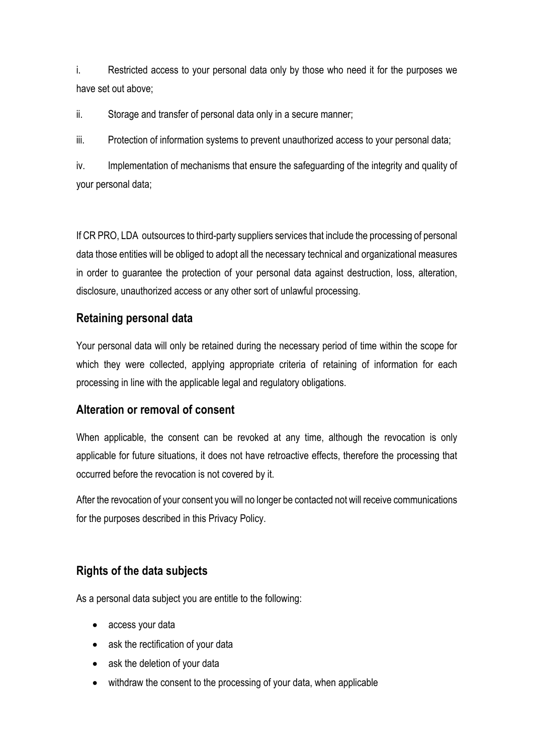i. Restricted access to your personal data only by those who need it for the purposes we have set out above;

ii. Storage and transfer of personal data only in a secure manner;

iii. Protection of information systems to prevent unauthorized access to your personal data;

iv. Implementation of mechanisms that ensure the safeguarding of the integrity and quality of your personal data;

If CR PRO, LDA outsources to third-party suppliers services that include the processing of personal data those entities will be obliged to adopt all the necessary technical and organizational measures in order to guarantee the protection of your personal data against destruction, loss, alteration, disclosure, unauthorized access or any other sort of unlawful processing.

## Retaining personal data

Your personal data will only be retained during the necessary period of time within the scope for which they were collected, applying appropriate criteria of retaining of information for each processing in line with the applicable legal and regulatory obligations.

## Alteration or removal of consent

When applicable, the consent can be revoked at any time, although the revocation is only applicable for future situations, it does not have retroactive effects, therefore the processing that occurred before the revocation is not covered by it.

After the revocation of your consent you will no longer be contacted not will receive communications for the purposes described in this Privacy Policy.

## Rights of the data subjects

As a personal data subject you are entitle to the following:

- access your data
- ask the rectification of your data
- ask the deletion of your data
- withdraw the consent to the processing of your data, when applicable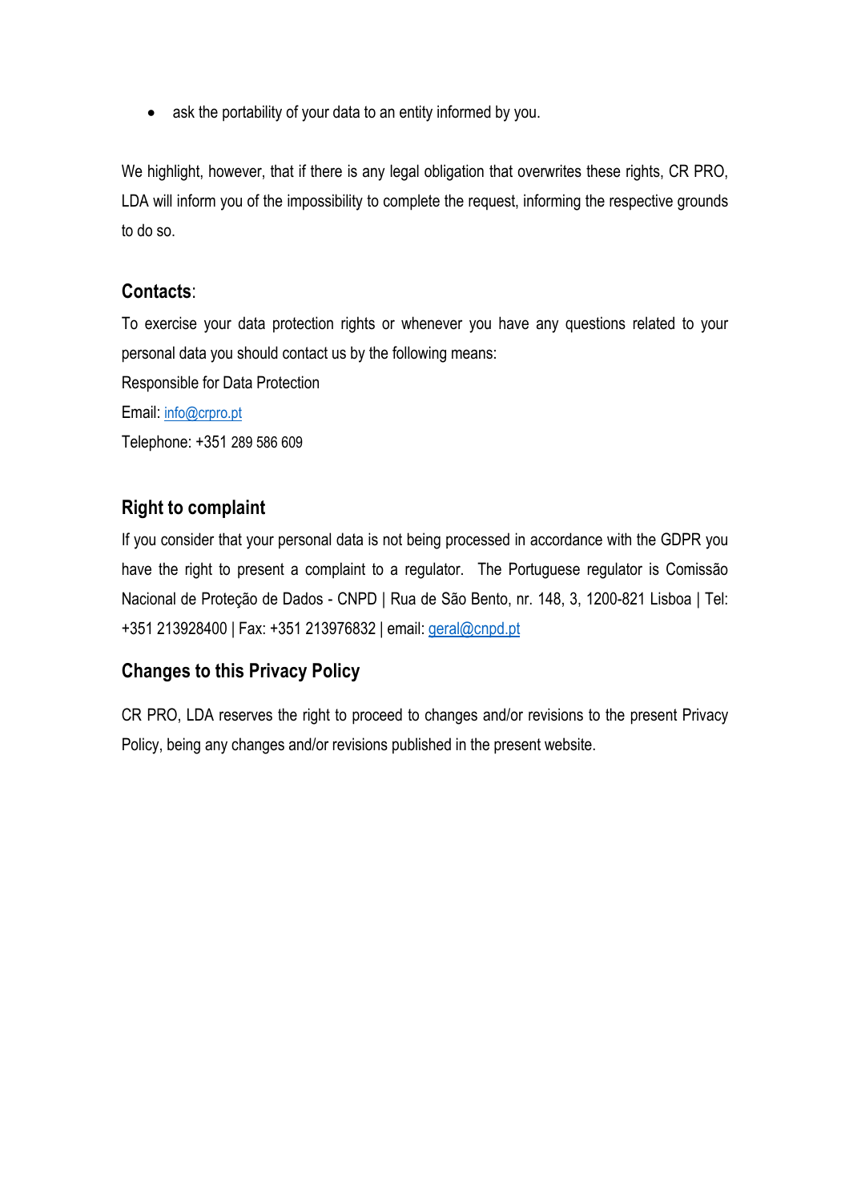- ask the portability of your data to an entity informed by you.

We highlight, however, that if there is any legal obligation that overwrites these rights, CR PRO, LDA will inform you of the impossibility to complete the request, informing the respective grounds to do so.

## **Contacts**:

To exercise your data protection rights or whenever you have any questions related to your personal data you should contact us by the following means:

Responsible for Data Protection

Email: info@crpro.pt

Telephone: +351 289 586 609

## Right to complaint

If you consider that your personal data is not being processed in accordance with the GDPR you have the right to present a complaint to a regulator. The Portuguese regulator is Comissão Nacional de Proteção de Dados - CNPD | Rua de São Bento, nr. 148, 3, 1200-821 Lisboa | Tel: +351 213928400 | Fax: +351 213976832 | email: geral@cnpd.pt

## Changes to this Privacy Policy

CR PRO, LDA reserves the right to proceed to changes and/or revisions to the present Privacy Policy, being any changes and/or revisions published in the present website.